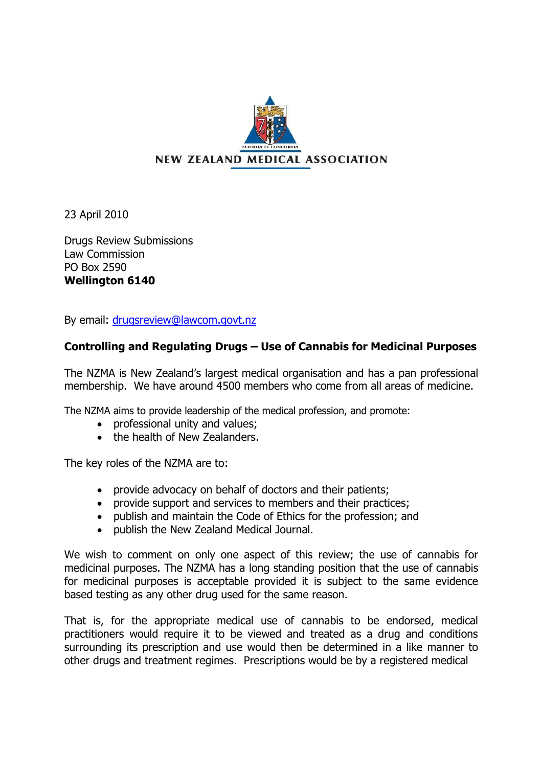NEW ZEALAND MEDICAL ASSOCIATION

23 April 2010

Drugs Review Submissions
Law Commission
PO Box 2590
**Wellington 6140**

By email: drugsreview@lawcom.govt.nz

**Controlling and Regulating Drugs – Use of Cannabis for Medicinal Purposes**

The NZMA is New Zealand's largest medical organisation and has a pan professional membership. We have around 4500 members who come from all areas of medicine.

The NZMA aims to provide leadership of the medical profession, and promote:

- professional unity and values;
- the health of New Zealanders.

The key roles of the NZMA are to:

- provide advocacy on behalf of doctors and their patients;
- provide support and services to members and their practices;
- publish and maintain the Code of Ethics for the profession; and
- publish the New Zealand Medical Journal.

We wish to comment on only one aspect of this review; the use of cannabis for medicinal purposes. The NZMA has a long standing position that the use of cannabis for medicinal purposes is acceptable provided it is subject to the same evidence based testing as any other drug used for the same reason.

That is, for the appropriate medical use of cannabis to be endorsed, medical practitioners would require it to be viewed and treated as a drug and conditions surrounding its prescription and use would then be determined in a like manner to other drugs and treatment regimes. Prescriptions would be by a registered medical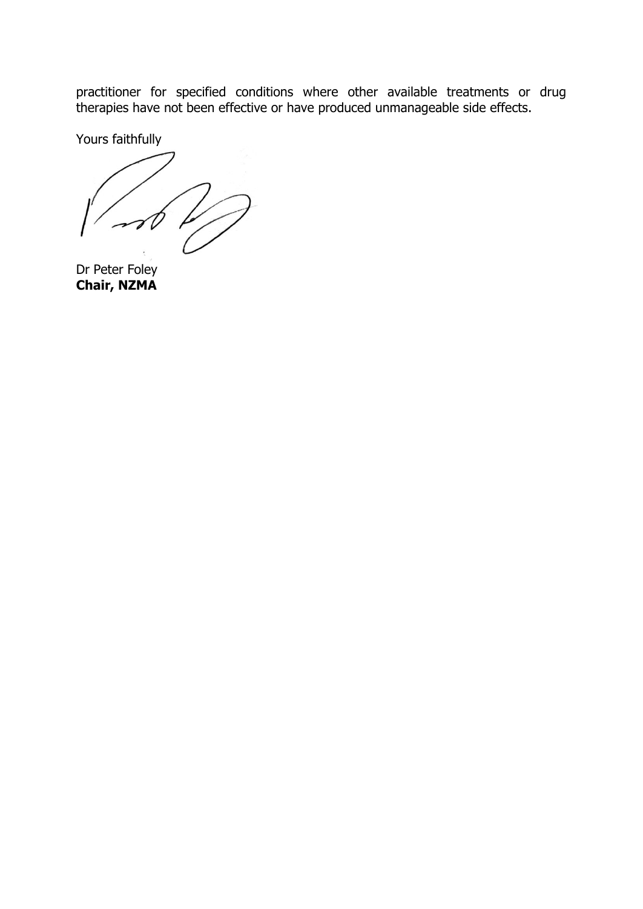practitioner for specified conditions where other available treatments or drug therapies have not been effective or have produced unmanageable side effects.

Yours faithfully

Dr Peter Foley
**Chair, NZMA**